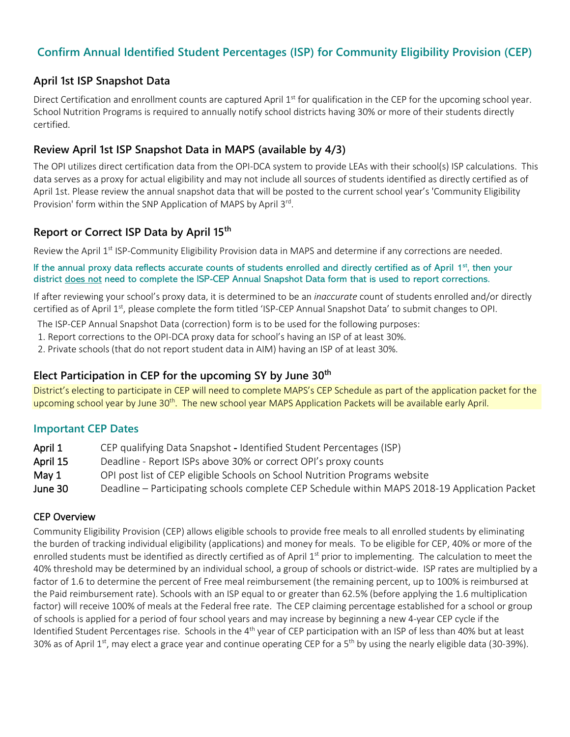# Confirm Annual Identified Student Percentages (ISP) for Community Eligibility Provision (CEP)

## April 1st ISP Snapshot Data

Direct Certification and enrollment counts are captured April 1st for qualification in the CEP for the upcoming school year. School Nutrition Programs is required to annually notify school districts having 30% or more of their students directly certified.

## Review April 1st ISP Snapshot Data in MAPS (available by 4/3)

The OPI utilizes direct certification data from the OPI-DCA system to provide LEAs with their school(s) ISP calculations. This data serves as a proxy for actual eligibility and may not include all sources of students identified as directly certified as of April 1st. Please review the annual snapshot data that will be posted to the current school year's 'Community Eligibility Provision' form within the SNP Application of MAPS by April 3rd.

## Report or Correct ISP Data by April 15th

Review the April 1st ISP-Community Eligibility Provision data in MAPS and determine if any corrections are needed.

**If the annual proxy data reflects accurate counts of students enrolled and directly certified as of April 1st, then your district <u>does not</u> need to complete the ISP-CEP Annual Snapshot Data form that is used to report corrections.**

If after reviewing your school's proxy data, it is determined to be an *inaccurate* count of students enrolled and/or directly certified as of April 1st, please complete the form titled 'ISP-CEP Annual Snapshot Data' to submit changes to OPI.

The ISP-CEP Annual Snapshot Data (correction) form is to be used for the following purposes:

1. Report corrections to the OPI-DCA proxy data for school's having an ISP of at least 30%.
2. Private schools (that do not report student data in AIM) having an ISP of at least 30%.

## Elect Participation in CEP for the upcoming SY by June 30th

District's electing to participate in CEP will need to complete MAPS's CEP Schedule as part of the application packet for the upcoming school year by June 30th. The new school year MAPS Application Packets will be available early April.

## Important CEP Dates

| | |
|---|---|
| **April 1** | CEP qualifying Data Snapshot - Identified Student Percentages (ISP) |
| **April 15** | Deadline - Report ISPs above 30% or correct OPI's proxy counts |
| **May 1** | OPI post list of CEP eligible Schools on School Nutrition Programs website |
| **June 30** | Deadline – Participating schools complete CEP Schedule within MAPS 2018-19 Application Packet |

## CEP Overview

Community Eligibility Provision (CEP) allows eligible schools to provide free meals to all enrolled students by eliminating the burden of tracking individual eligibility (applications) and money for meals. To be eligible for CEP, 40% or more of the enrolled students must be identified as directly certified as of April 1st prior to implementing. The calculation to meet the 40% threshold may be determined by an individual school, a group of schools or district-wide. ISP rates are multiplied by a factor of 1.6 to determine the percent of Free meal reimbursement (the remaining percent, up to 100% is reimbursed at the Paid reimbursement rate). Schools with an ISP equal to or greater than 62.5% (before applying the 1.6 multiplication factor) will receive 100% of meals at the Federal free rate. The CEP claiming percentage established for a school or group of schools is applied for a period of four school years and may increase by beginning a new 4-year CEP cycle if the Identified Student Percentages rise. Schools in the 4th year of CEP participation with an ISP of less than 40% but at least 30% as of April 1st, may elect a grace year and continue operating CEP for a 5th by using the nearly eligible data (30-39%).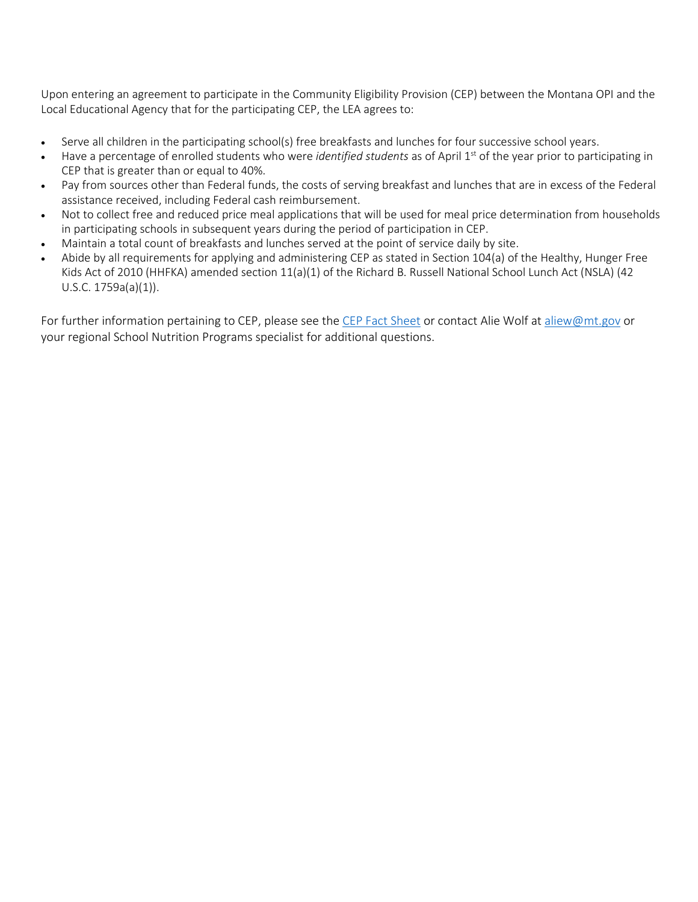Upon entering an agreement to participate in the Community Eligibility Provision (CEP) between the Montana OPI and the Local Educational Agency that for the participating CEP, the LEA agrees to:

- Serve all children in the participating school(s) free breakfasts and lunches for four successive school years.
- Have a percentage of enrolled students who were *identified students* as of April 1st of the year prior to participating in CEP that is greater than or equal to 40%.
- Pay from sources other than Federal funds, the costs of serving breakfast and lunches that are in excess of the Federal assistance received, including Federal cash reimbursement.
- Not to collect free and reduced price meal applications that will be used for meal price determination from households in participating schools in subsequent years during the period of participation in CEP.
- Maintain a total count of breakfasts and lunches served at the point of service daily by site.
- Abide by all requirements for applying and administering CEP as stated in Section 104(a) of the Healthy, Hunger Free Kids Act of 2010 (HHFKA) amended section 11(a)(1) of the Richard B. Russell National School Lunch Act (NSLA) (42 U.S.C. 1759a(a)(1)).

For further information pertaining to CEP, please see the CEP Fact Sheet or contact Alie Wolf at aliew@mt.gov or your regional School Nutrition Programs specialist for additional questions.